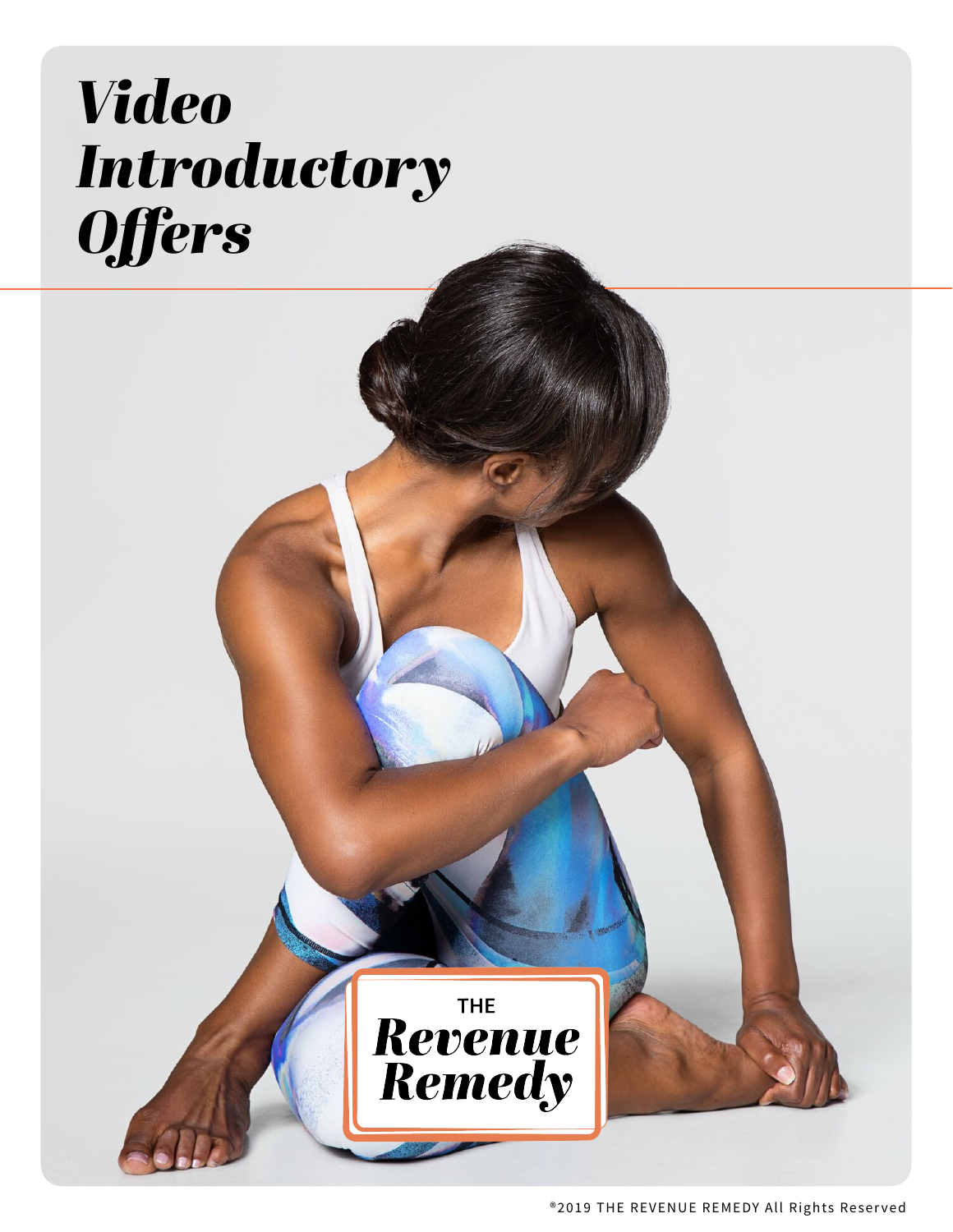# *Video Introductory Offers*

THE
***Revenue Remedy***

®2019 THE REVENUE REMEDY All Rights Reserved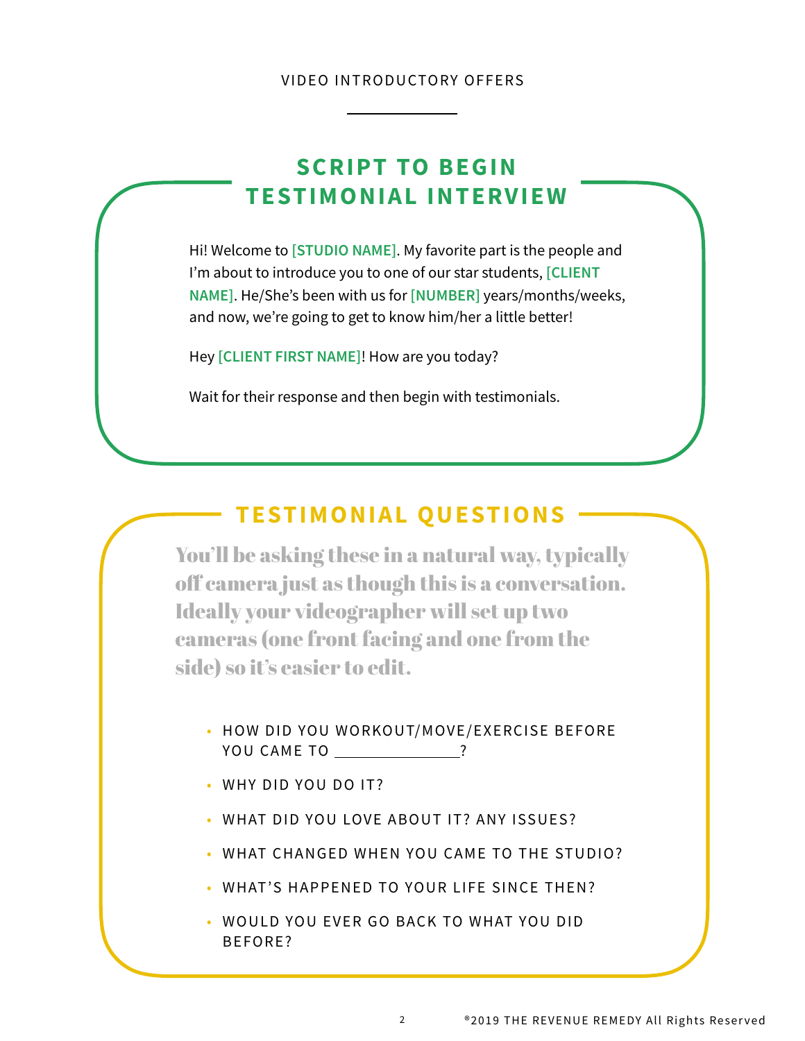VIDEO INTRODUCTORY OFFERS

## SCRIPT TO BEGIN TESTIMONIAL INTERVIEW

Hi! Welcome to **[STUDIO NAME]**. My favorite part is the people and I'm about to introduce you to one of our star students, **[CLIENT NAME]**. He/She's been with us for **[NUMBER]** years/months/weeks, and now, we're going to get to know him/her a little better!

Hey **[CLIENT FIRST NAME]**! How are you today?

Wait for their response and then begin with testimonials.

## TESTIMONIAL QUESTIONS

**You'll be asking these in a natural way, typically off camera just as though this is a conversation. Ideally your videographer will set up two cameras (one front facing and one from the side) so it's easier to edit.**

- HOW DID YOU WORKOUT/MOVE/EXERCISE BEFORE YOU CAME TO _______________?
- WHY DID YOU DO IT?
- WHAT DID YOU LOVE ABOUT IT? ANY ISSUES?
- WHAT CHANGED WHEN YOU CAME TO THE STUDIO?
- WHAT'S HAPPENED TO YOUR LIFE SINCE THEN?
- WOULD YOU EVER GO BACK TO WHAT YOU DID BEFORE?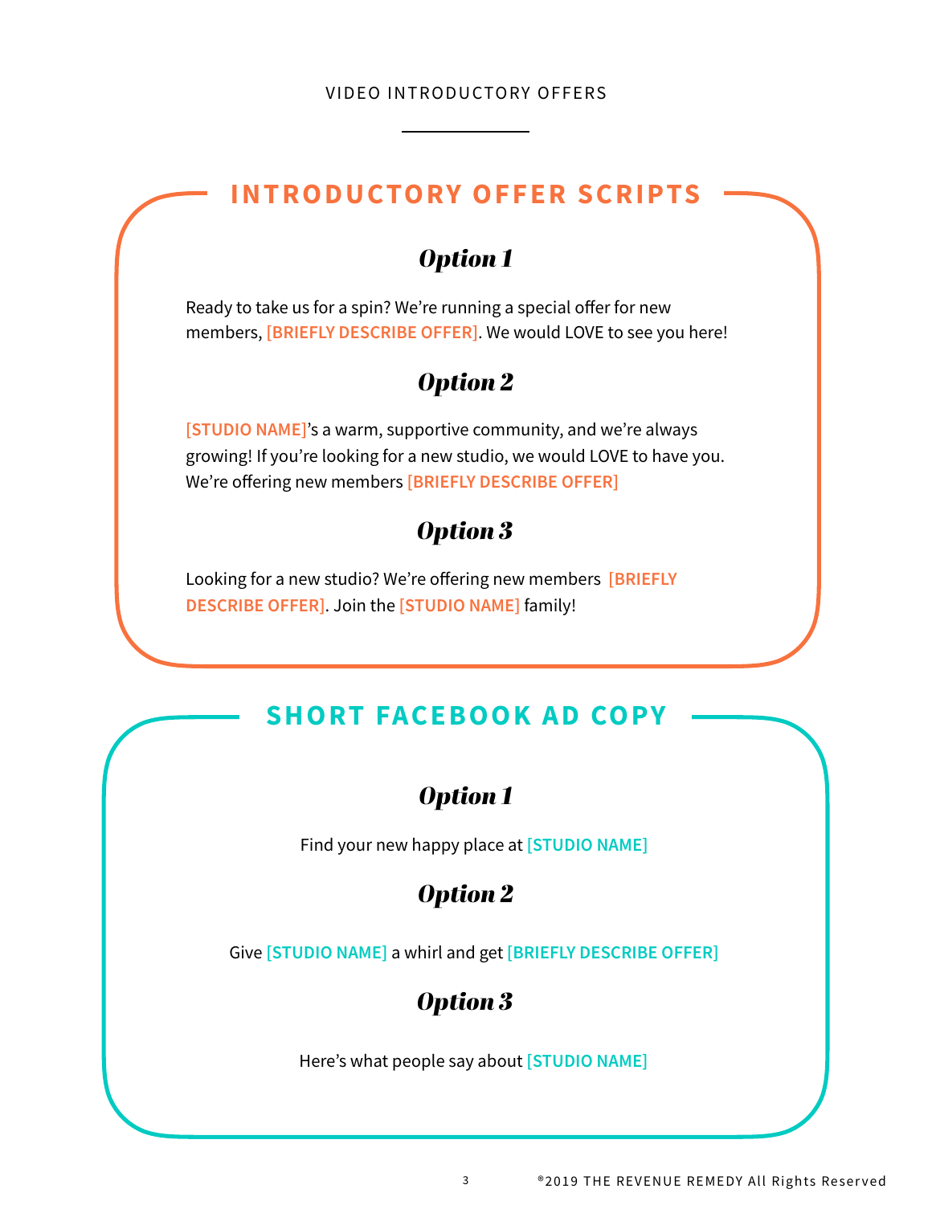VIDEO INTRODUCTORY OFFERS

## INTRODUCTORY OFFER SCRIPTS

### *Option 1*

Ready to take us for a spin? We're running a special offer for new members, [BRIEFLY DESCRIBE OFFER]. We would LOVE to see you here!

### *Option 2*

[STUDIO NAME]'s a warm, supportive community, and we're always growing! If you're looking for a new studio, we would LOVE to have you. We're offering new members [BRIEFLY DESCRIBE OFFER]

### *Option 3*

Looking for a new studio? We're offering new members [BRIEFLY DESCRIBE OFFER]. Join the [STUDIO NAME] family!

## SHORT FACEBOOK AD COPY

### *Option 1*

Find your new happy place at [STUDIO NAME]

### *Option 2*

Give [STUDIO NAME] a whirl and get [BRIEFLY DESCRIBE OFFER]

### *Option 3*

Here's what people say about [STUDIO NAME]

®2019 THE REVENUE REMEDY All Rights Reserved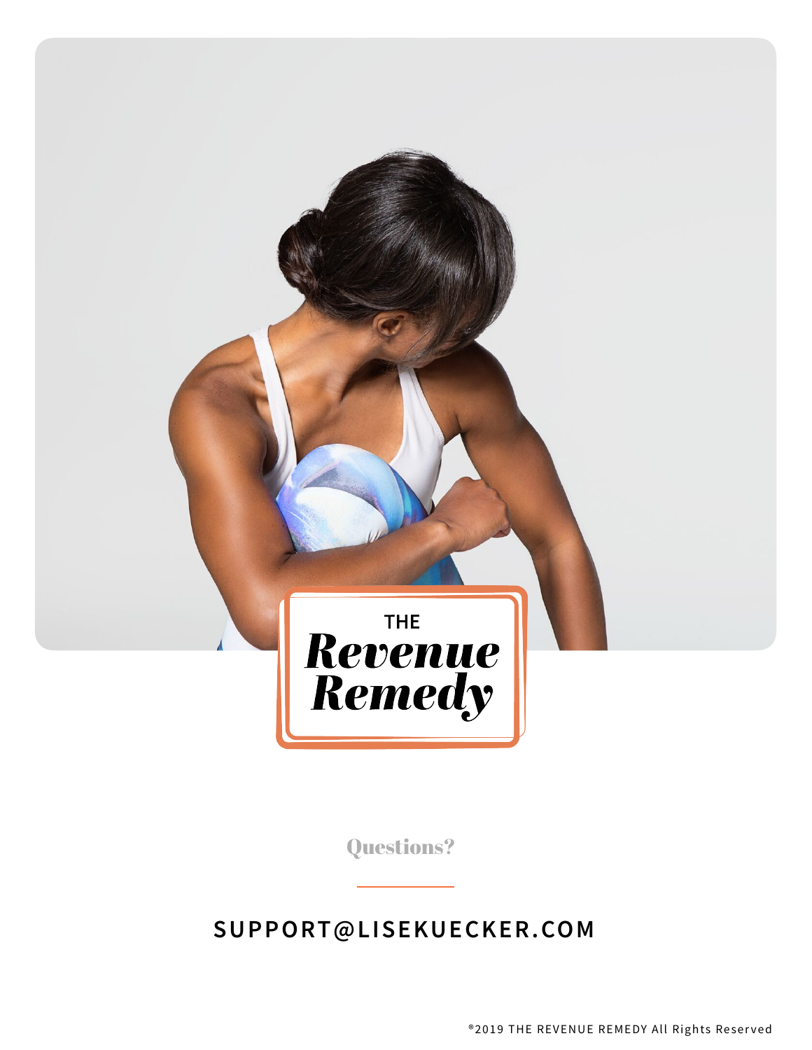THE
# Revenue Remedy

### Questions?

**SUPPORT@LISEKUECKER.COM**

®2019 THE REVENUE REMEDY All Rights Reserved